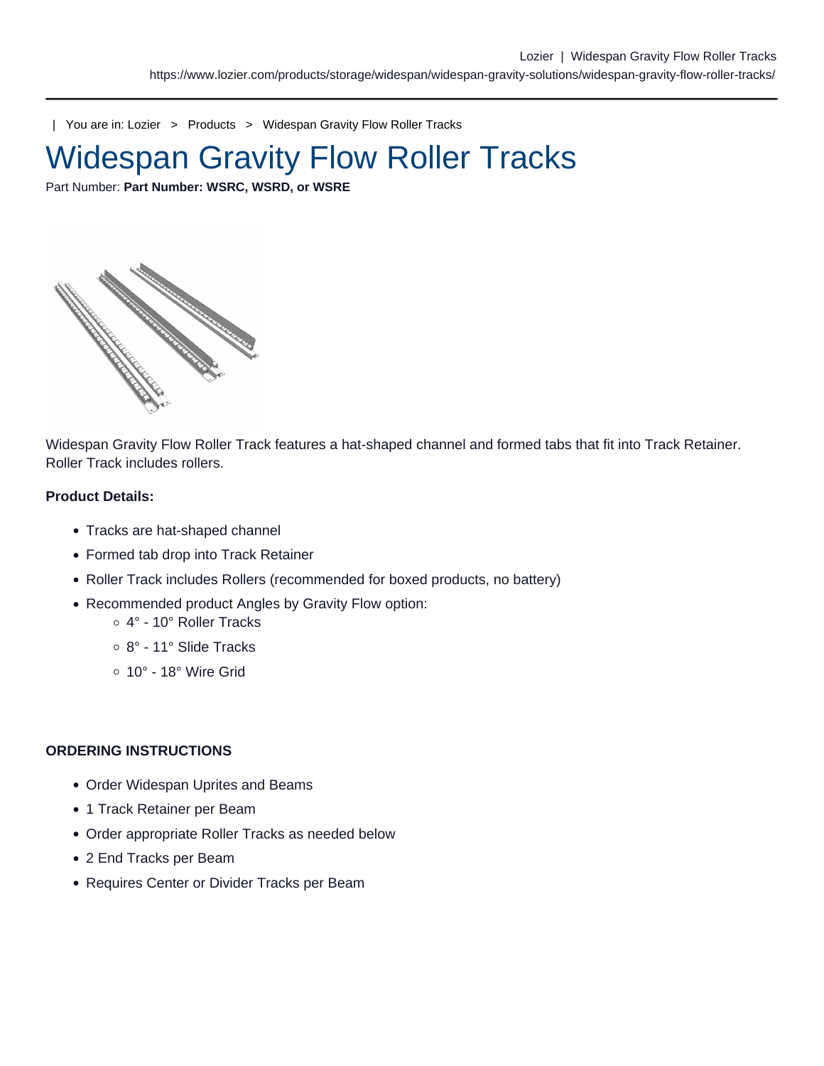| You are in: Lozier > Products > Widespan Gravity Flow Roller Tracks

# Widespan Gravity Flow Roller Tracks

Part Number: **Part Number: WSRC, WSRD, or WSRE**

Widespan Gravity Flow Roller Track features a hat-shaped channel and formed tabs that fit into Track Retainer. Roller Track includes rollers.

**Product Details:**

- Tracks are hat-shaped channel
- Formed tab drop into Track Retainer
- Roller Track includes Rollers (recommended for boxed products, no battery)
- Recommended product Angles by Gravity Flow option:
  - 4° - 10° Roller Tracks
  - 8° - 11° Slide Tracks
  - 10° - 18° Wire Grid

**ORDERING INSTRUCTIONS**

- Order Widespan Uprites and Beams
- 1 Track Retainer per Beam
- Order appropriate Roller Tracks as needed below
- 2 End Tracks per Beam
- Requires Center or Divider Tracks per Beam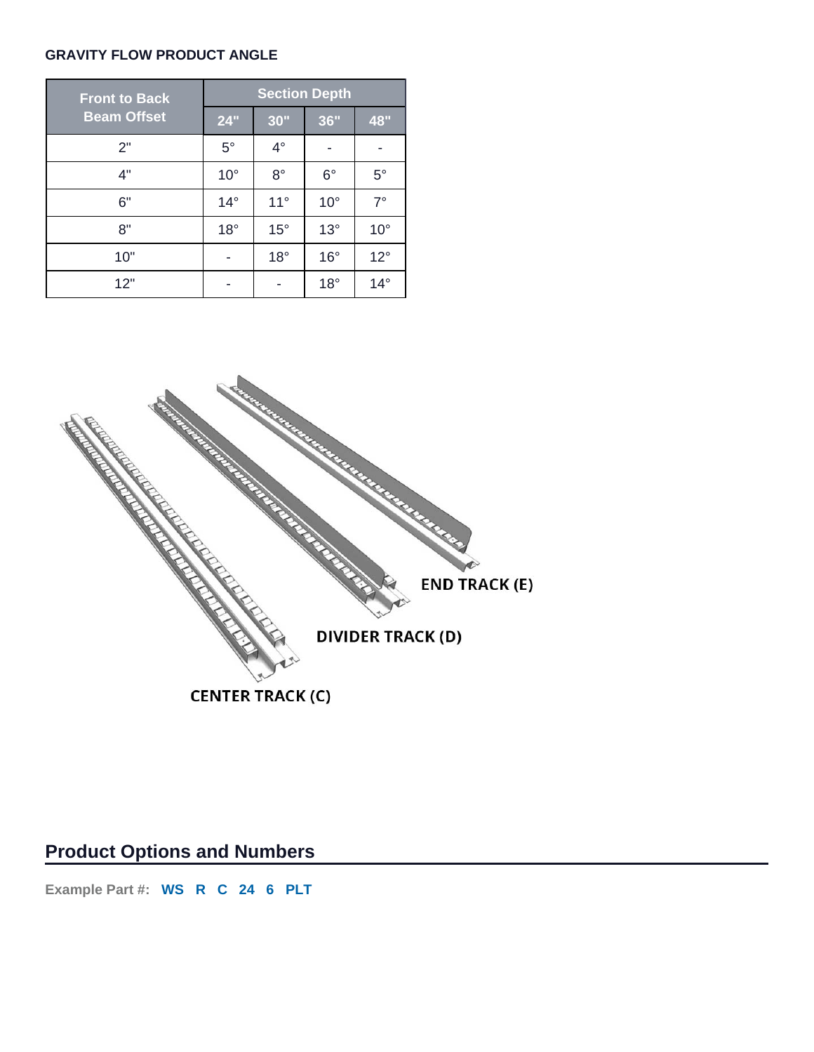**GRAVITY FLOW PRODUCT ANGLE**

| Front to Back Beam Offset | Section Depth | | | |
|---|---|---|---|---|
| | 24" | 30" | 36" | 48" |
| 2" | 5° | 4° | - | - |
| 4" | 10° | 8° | 6° | 5° |
| 6" | 14° | 11° | 10° | 7° |
| 8" | 18° | 15° | 13° | 10° |
| 10" | - | 18° | 16° | 12° |
| 12" | - | - | 18° | 14° |

END TRACK (E)

DIVIDER TRACK (D)

CENTER TRACK (C)

## Product Options and Numbers

**Example Part #:** **WS R C 24 6 PLT**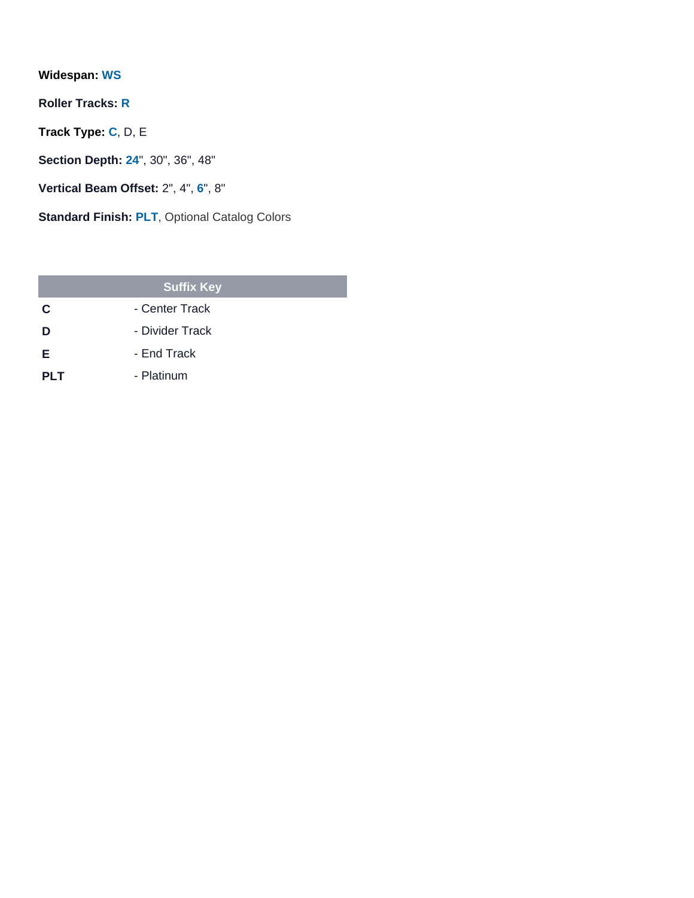**Widespan:** **WS**

**Roller Tracks:** **R**

**Track Type:** **C**, D, E

**Section Depth:** **24**", 30", 36", 48"

**Vertical Beam Offset:** 2", 4", **6**", 8"

**Standard Finish:** **PLT**, Optional Catalog Colors

| Suffix Key | |
|---|---|
| **C** | - Center Track |
| **D** | - Divider Track |
| **E** | - End Track |
| **PLT** | - Platinum |